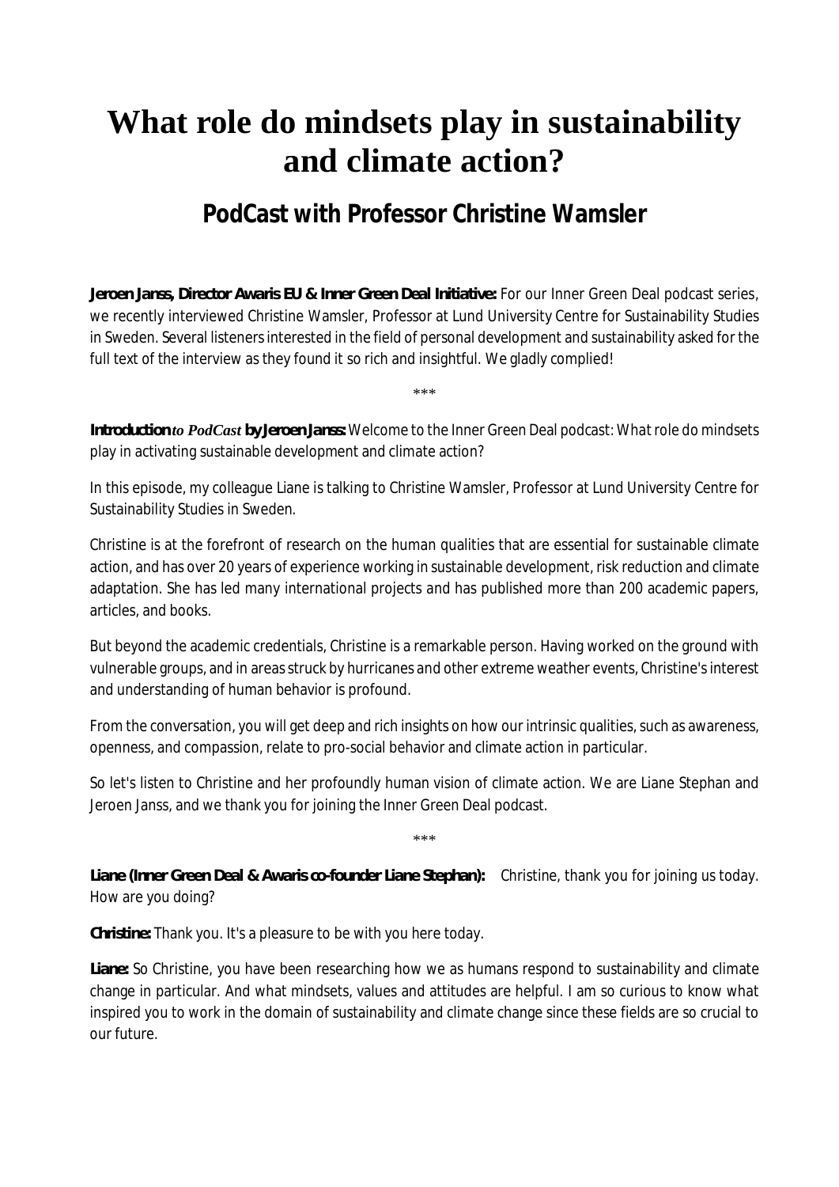# What role do mindsets play in sustainability and climate action?

## PodCast with Professor Christine Wamsler

**Jeroen Janss, Director Awaris EU & Inner Green Deal Initiative:** For our Inner Green Deal podcast series, we recently interviewed Christine Wamsler, Professor at Lund University Centre for Sustainability Studies in Sweden. Several listeners interested in the field of personal development and sustainability asked for the full text of the interview as they found it so rich and insightful. We gladly complied!

\*\*\*

**Introduction** ***to PodCast*** **by Jeroen Janss:** Welcome to the Inner Green Deal podcast: What role do mindsets play in activating sustainable development and climate action?

In this episode, my colleague Liane is talking to Christine Wamsler, Professor at Lund University Centre for Sustainability Studies in Sweden.

Christine is at the forefront of research on the human qualities that are essential for sustainable climate action, and has over 20 years of experience working in sustainable development, risk reduction and climate adaptation. She has led many international projects and has published more than 200 academic papers, articles, and books.

But beyond the academic credentials, Christine is a remarkable person. Having worked on the ground with vulnerable groups, and in areas struck by hurricanes and other extreme weather events, Christine's interest and understanding of human behavior is profound.

From the conversation, you will get deep and rich insights on how our intrinsic qualities, such as awareness, openness, and compassion, relate to pro-social behavior and climate action in particular.

So let's listen to Christine and her profoundly human vision of climate action. We are Liane Stephan and Jeroen Janss, and we thank you for joining the Inner Green Deal podcast.

\*\*\*

**Liane (Inner Green Deal & Awaris co-founder Liane Stephan):** Christine, thank you for joining us today. How are you doing?

**Christine:** Thank you. It's a pleasure to be with you here today.

**Liane:** So Christine, you have been researching how we as humans respond to sustainability and climate change in particular. And what mindsets, values and attitudes are helpful. I am so curious to know what inspired you to work in the domain of sustainability and climate change since these fields are so crucial to our future.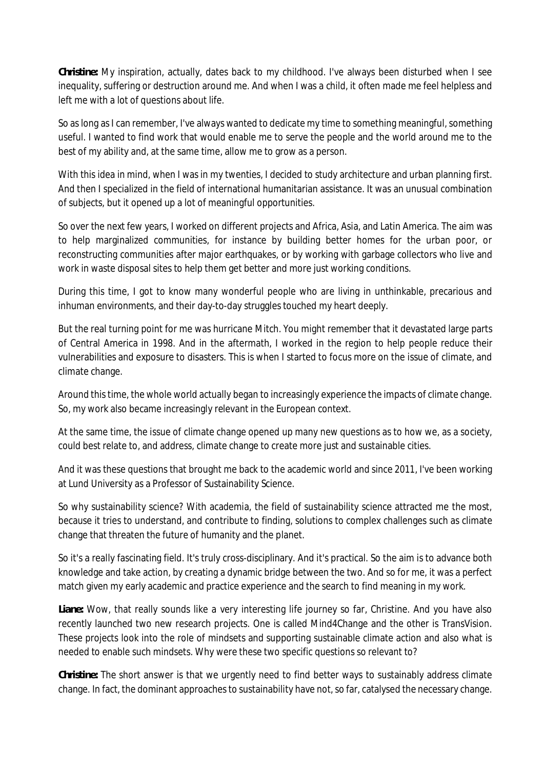**Christine:** My inspiration, actually, dates back to my childhood. I've always been disturbed when I see inequality, suffering or destruction around me. And when I was a child, it often made me feel helpless and left me with a lot of questions about life.

So as long as I can remember, I've always wanted to dedicate my time to something meaningful, something useful. I wanted to find work that would enable me to serve the people and the world around me to the best of my ability and, at the same time, allow me to grow as a person.

With this idea in mind, when I was in my twenties, I decided to study architecture and urban planning first. And then I specialized in the field of international humanitarian assistance. It was an unusual combination of subjects, but it opened up a lot of meaningful opportunities.

So over the next few years, I worked on different projects and Africa, Asia, and Latin America. The aim was to help marginalized communities, for instance by building better homes for the urban poor, or reconstructing communities after major earthquakes, or by working with garbage collectors who live and work in waste disposal sites to help them get better and more just working conditions.

During this time, I got to know many wonderful people who are living in unthinkable, precarious and inhuman environments, and their day-to-day struggles touched my heart deeply.

But the real turning point for me was hurricane Mitch. You might remember that it devastated large parts of Central America in 1998. And in the aftermath, I worked in the region to help people reduce their vulnerabilities and exposure to disasters. This is when I started to focus more on the issue of climate, and climate change.

Around this time, the whole world actually began to increasingly experience the impacts of climate change. So, my work also became increasingly relevant in the European context.

At the same time, the issue of climate change opened up many new questions as to how we, as a society, could best relate to, and address, climate change to create more just and sustainable cities.

And it was these questions that brought me back to the academic world and since 2011, I've been working at Lund University as a Professor of Sustainability Science.

So why sustainability science? With academia, the field of sustainability science attracted me the most, because it tries to understand, and contribute to finding, solutions to complex challenges such as climate change that threaten the future of humanity and the planet.

So it's a really fascinating field. It's truly cross-disciplinary. And it's practical. So the aim is to advance both knowledge and take action, by creating a dynamic bridge between the two. And so for me, it was a perfect match given my early academic and practice experience and the search to find meaning in my work.

**Liane:** Wow, that really sounds like a very interesting life journey so far, Christine. And you have also recently launched two new research projects. One is called Mind4Change and the other is TransVision. These projects look into the role of mindsets and supporting sustainable climate action and also what is needed to enable such mindsets. Why were these two specific questions so relevant to?

**Christine:** The short answer is that we urgently need to find better ways to sustainably address climate change. In fact, the dominant approaches to sustainability have not, so far, catalysed the necessary change.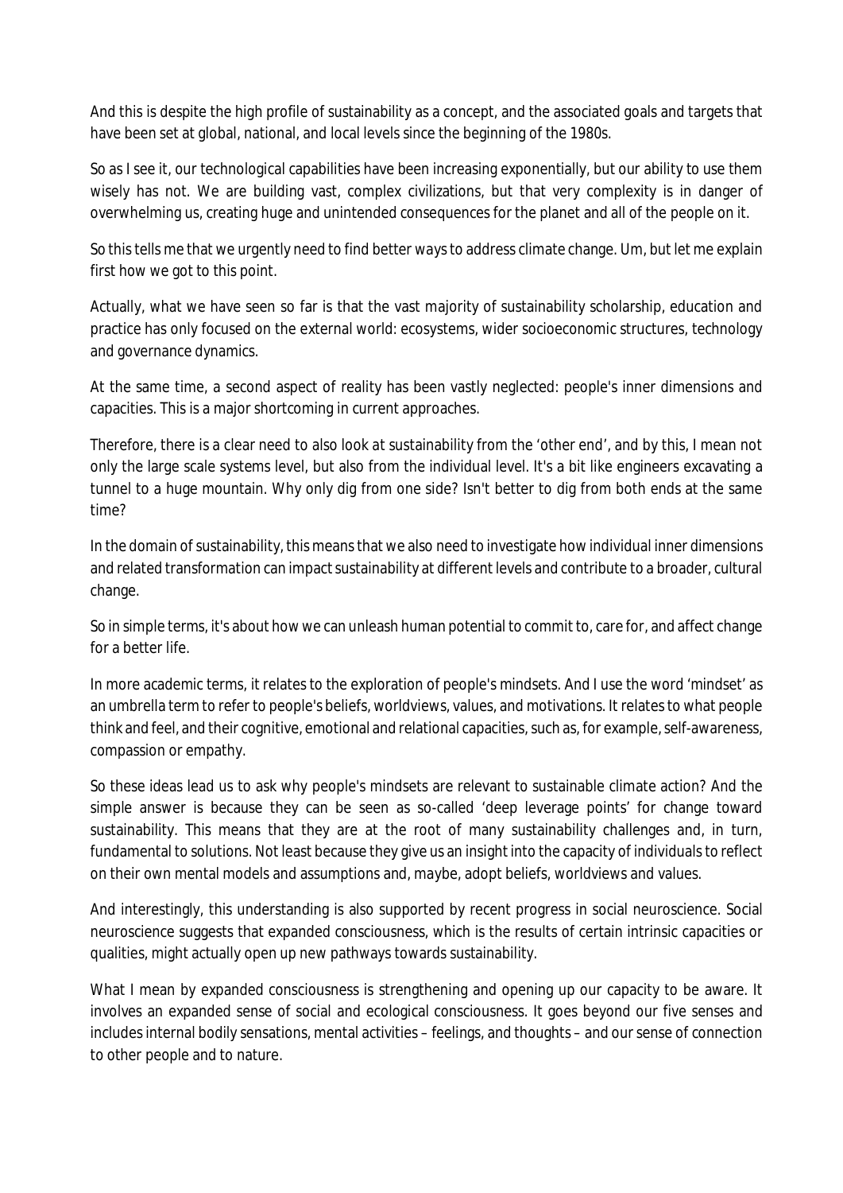And this is despite the high profile of sustainability as a concept, and the associated goals and targets that have been set at global, national, and local levels since the beginning of the 1980s.

So as I see it, our technological capabilities have been increasing exponentially, but our ability to use them wisely has not. We are building vast, complex civilizations, but that very complexity is in danger of overwhelming us, creating huge and unintended consequences for the planet and all of the people on it.

So this tells me that we urgently need to find better ways to address climate change. Um, but let me explain first how we got to this point.

Actually, what we have seen so far is that the vast majority of sustainability scholarship, education and practice has only focused on the external world: ecosystems, wider socioeconomic structures, technology and governance dynamics.

At the same time, a second aspect of reality has been vastly neglected: people's inner dimensions and capacities. This is a major shortcoming in current approaches.

Therefore, there is a clear need to also look at sustainability from the 'other end', and by this, I mean not only the large scale systems level, but also from the individual level. It's a bit like engineers excavating a tunnel to a huge mountain. Why only dig from one side? Isn't better to dig from both ends at the same time?

In the domain of sustainability, this means that we also need to investigate how individual inner dimensions and related transformation can impact sustainability at different levels and contribute to a broader, cultural change.

So in simple terms, it's about how we can unleash human potential to commit to, care for, and affect change for a better life.

In more academic terms, it relates to the exploration of people's mindsets. And I use the word 'mindset' as an umbrella term to refer to people's beliefs, worldviews, values, and motivations. It relates to what people think and feel, and their cognitive, emotional and relational capacities, such as, for example, self-awareness, compassion or empathy.

So these ideas lead us to ask why people's mindsets are relevant to sustainable climate action? And the simple answer is because they can be seen as so-called 'deep leverage points' for change toward sustainability. This means that they are at the root of many sustainability challenges and, in turn, fundamental to solutions. Not least because they give us an insight into the capacity of individuals to reflect on their own mental models and assumptions and, maybe, adopt beliefs, worldviews and values.

And interestingly, this understanding is also supported by recent progress in social neuroscience. Social neuroscience suggests that expanded consciousness, which is the results of certain intrinsic capacities or qualities, might actually open up new pathways towards sustainability.

What I mean by expanded consciousness is strengthening and opening up our capacity to be aware. It involves an expanded sense of social and ecological consciousness. It goes beyond our five senses and includes internal bodily sensations, mental activities – feelings, and thoughts – and our sense of connection to other people and to nature.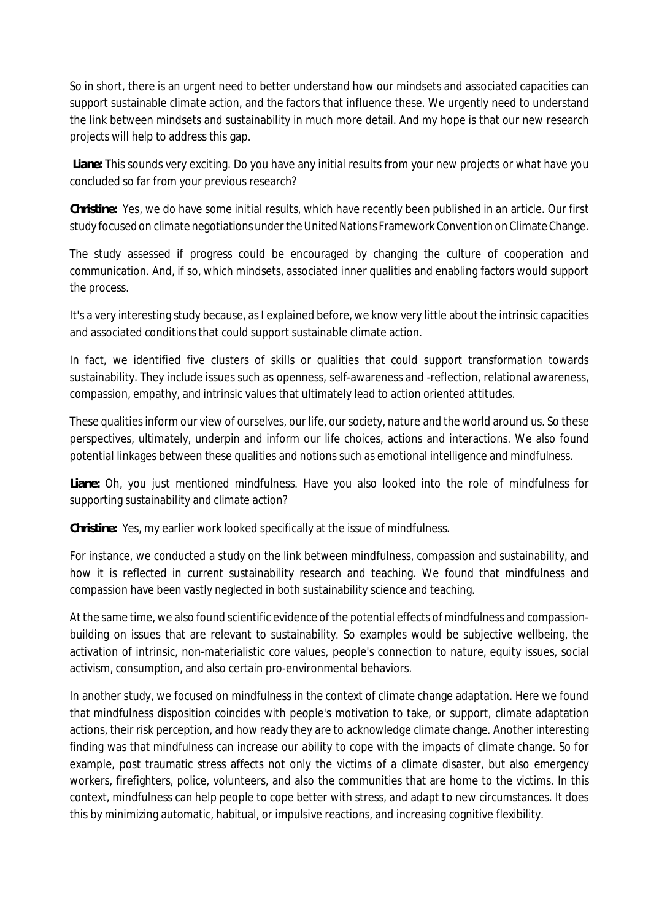So in short, there is an urgent need to better understand how our mindsets and associated capacities can support sustainable climate action, and the factors that influence these. We urgently need to understand the link between mindsets and sustainability in much more detail. And my hope is that our new research projects will help to address this gap.

**Liane:** This sounds very exciting. Do you have any initial results from your new projects or what have you concluded so far from your previous research?

**Christine:** Yes, we do have some initial results, which have recently been published in an article. Our first study focused on climate negotiations under the United Nations Framework Convention on Climate Change.

The study assessed if progress could be encouraged by changing the culture of cooperation and communication. And, if so, which mindsets, associated inner qualities and enabling factors would support the process.

It's a very interesting study because, as I explained before, we know very little about the intrinsic capacities and associated conditions that could support sustainable climate action.

In fact, we identified five clusters of skills or qualities that could support transformation towards sustainability. They include issues such as openness, self-awareness and -reflection, relational awareness, compassion, empathy, and intrinsic values that ultimately lead to action oriented attitudes.

These qualities inform our view of ourselves, our life, our society, nature and the world around us. So these perspectives, ultimately, underpin and inform our life choices, actions and interactions. We also found potential linkages between these qualities and notions such as emotional intelligence and mindfulness.

**Liane:** Oh, you just mentioned mindfulness. Have you also looked into the role of mindfulness for supporting sustainability and climate action?

**Christine:** Yes, my earlier work looked specifically at the issue of mindfulness.

For instance, we conducted a study on the link between mindfulness, compassion and sustainability, and how it is reflected in current sustainability research and teaching. We found that mindfulness and compassion have been vastly neglected in both sustainability science and teaching.

At the same time, we also found scientific evidence of the potential effects of mindfulness and compassion-building on issues that are relevant to sustainability. So examples would be subjective wellbeing, the activation of intrinsic, non-materialistic core values, people's connection to nature, equity issues, social activism, consumption, and also certain pro-environmental behaviors.

In another study, we focused on mindfulness in the context of climate change adaptation. Here we found that mindfulness disposition coincides with people's motivation to take, or support, climate adaptation actions, their risk perception, and how ready they are to acknowledge climate change. Another interesting finding was that mindfulness can increase our ability to cope with the impacts of climate change. So for example, post traumatic stress affects not only the victims of a climate disaster, but also emergency workers, firefighters, police, volunteers, and also the communities that are home to the victims. In this context, mindfulness can help people to cope better with stress, and adapt to new circumstances. It does this by minimizing automatic, habitual, or impulsive reactions, and increasing cognitive flexibility.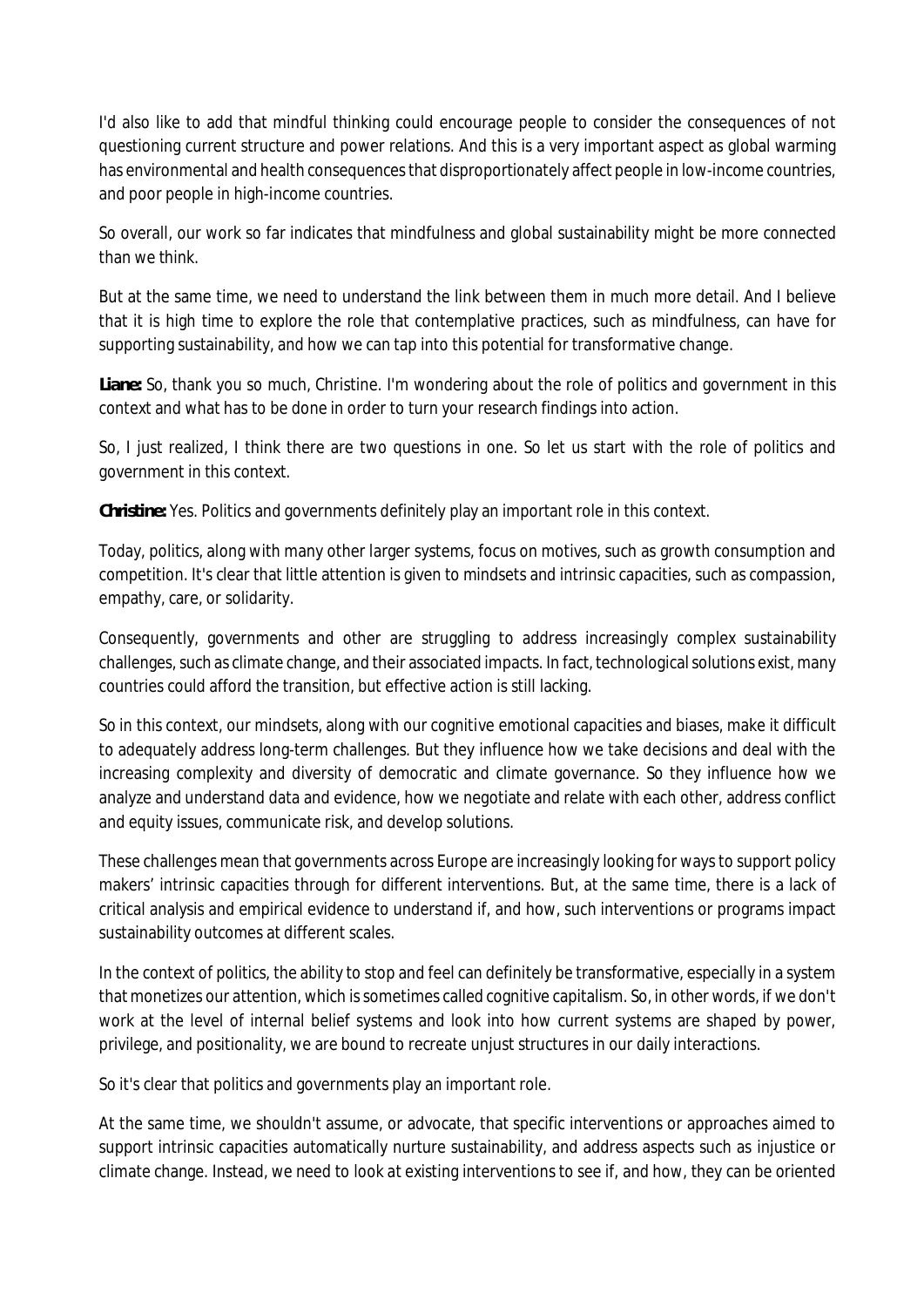I'd also like to add that mindful thinking could encourage people to consider the consequences of not questioning current structure and power relations. And this is a very important aspect as global warming has environmental and health consequences that disproportionately affect people in low-income countries, and poor people in high-income countries.

So overall, our work so far indicates that mindfulness and global sustainability might be more connected than we think.

But at the same time, we need to understand the link between them in much more detail. And I believe that it is high time to explore the role that contemplative practices, such as mindfulness, can have for supporting sustainability, and how we can tap into this potential for transformative change.

**Liane:** So, thank you so much, Christine. I'm wondering about the role of politics and government in this context and what has to be done in order to turn your research findings into action.

So, I just realized, I think there are two questions in one. So let us start with the role of politics and government in this context.

**Christine:** Yes. Politics and governments definitely play an important role in this context.

Today, politics, along with many other larger systems, focus on motives, such as growth consumption and competition. It's clear that little attention is given to mindsets and intrinsic capacities, such as compassion, empathy, care, or solidarity.

Consequently, governments and other are struggling to address increasingly complex sustainability challenges, such as climate change, and their associated impacts. In fact, technological solutions exist, many countries could afford the transition, but effective action is still lacking.

So in this context, our mindsets, along with our cognitive emotional capacities and biases, make it difficult to adequately address long-term challenges. But they influence how we take decisions and deal with the increasing complexity and diversity of democratic and climate governance. So they influence how we analyze and understand data and evidence, how we negotiate and relate with each other, address conflict and equity issues, communicate risk, and develop solutions.

These challenges mean that governments across Europe are increasingly looking for ways to support policy makers' intrinsic capacities through for different interventions. But, at the same time, there is a lack of critical analysis and empirical evidence to understand if, and how, such interventions or programs impact sustainability outcomes at different scales.

In the context of politics, the ability to stop and feel can definitely be transformative, especially in a system that monetizes our attention, which is sometimes called cognitive capitalism. So, in other words, if we don't work at the level of internal belief systems and look into how current systems are shaped by power, privilege, and positionality, we are bound to recreate unjust structures in our daily interactions.

So it's clear that politics and governments play an important role.

At the same time, we shouldn't assume, or advocate, that specific interventions or approaches aimed to support intrinsic capacities automatically nurture sustainability, and address aspects such as injustice or climate change. Instead, we need to look at existing interventions to see if, and how, they can be oriented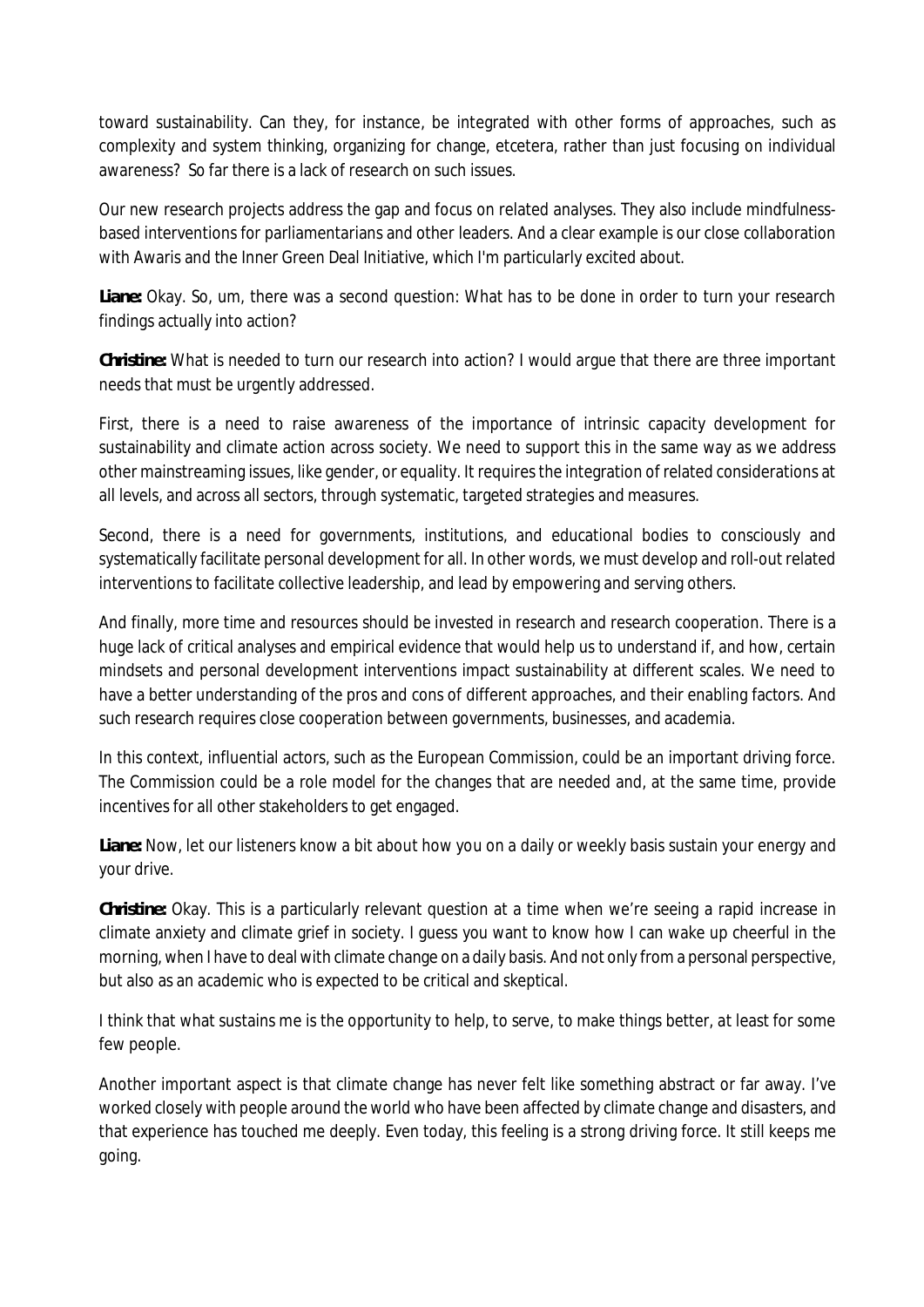toward sustainability. Can they, for instance, be integrated with other forms of approaches, such as complexity and system thinking, organizing for change, etcetera, rather than just focusing on individual awareness? So far there is a lack of research on such issues.

Our new research projects address the gap and focus on related analyses. They also include mindfulness-based interventions for parliamentarians and other leaders. And a clear example is our close collaboration with Awaris and the Inner Green Deal Initiative, which I'm particularly excited about.

**Liane:** Okay. So, um, there was a second question: What has to be done in order to turn your research findings actually into action?

**Christine:** What is needed to turn our research into action? I would argue that there are three important needs that must be urgently addressed.

First, there is a need to raise awareness of the importance of intrinsic capacity development for sustainability and climate action across society. We need to support this in the same way as we address other mainstreaming issues, like gender, or equality. It requires the integration of related considerations at all levels, and across all sectors, through systematic, targeted strategies and measures.

Second, there is a need for governments, institutions, and educational bodies to consciously and systematically facilitate personal development for all. In other words, we must develop and roll-out related interventions to facilitate collective leadership, and lead by empowering and serving others.

And finally, more time and resources should be invested in research and research cooperation. There is a huge lack of critical analyses and empirical evidence that would help us to understand if, and how, certain mindsets and personal development interventions impact sustainability at different scales. We need to have a better understanding of the pros and cons of different approaches, and their enabling factors. And such research requires close cooperation between governments, businesses, and academia.

In this context, influential actors, such as the European Commission, could be an important driving force. The Commission could be a role model for the changes that are needed and, at the same time, provide incentives for all other stakeholders to get engaged.

**Liane:** Now, let our listeners know a bit about how you on a daily or weekly basis sustain your energy and your drive.

**Christine:** Okay. This is a particularly relevant question at a time when we're seeing a rapid increase in climate anxiety and climate grief in society. I guess you want to know how I can wake up cheerful in the morning, when I have to deal with climate change on a daily basis. And not only from a personal perspective, but also as an academic who is expected to be critical and skeptical.

I think that what sustains me is the opportunity to help, to serve, to make things better, at least for some few people.

Another important aspect is that climate change has never felt like something abstract or far away. I've worked closely with people around the world who have been affected by climate change and disasters, and that experience has touched me deeply. Even today, this feeling is a strong driving force. It still keeps me going.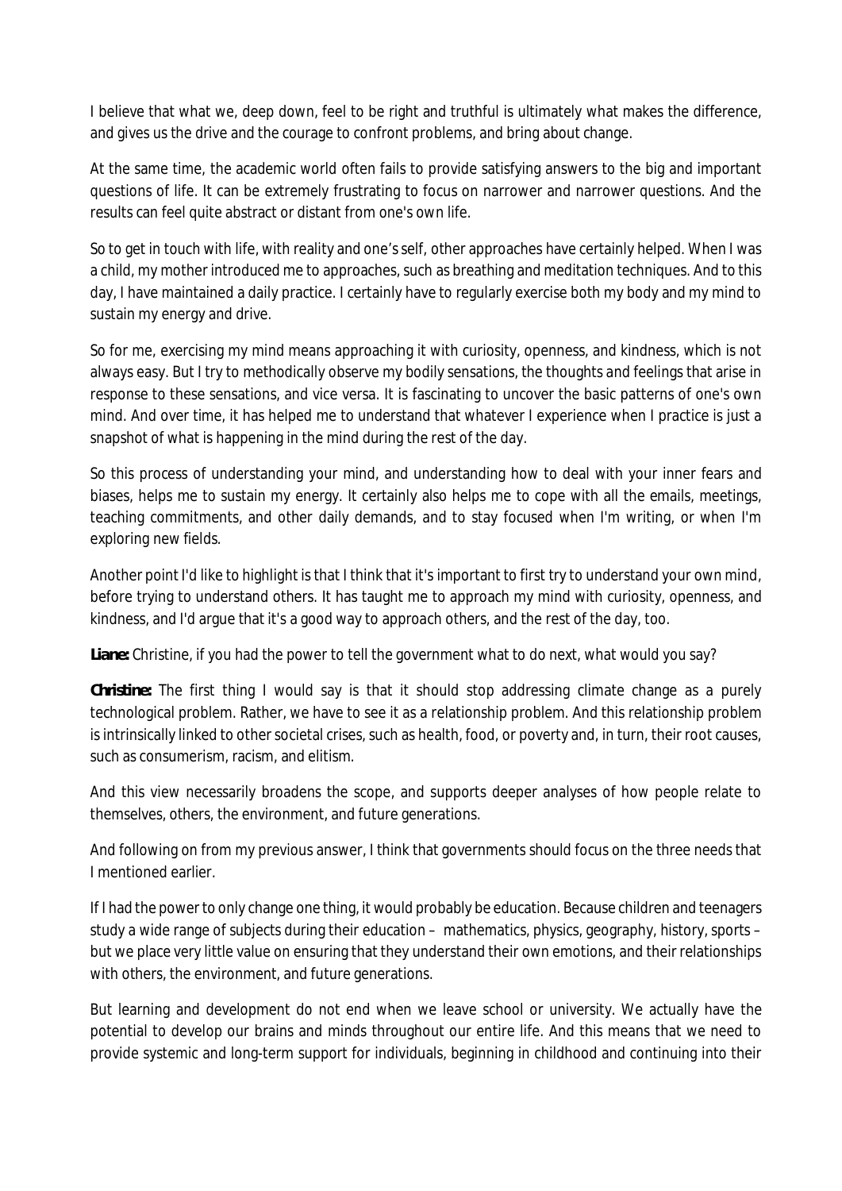I believe that what we, deep down, feel to be right and truthful is ultimately what makes the difference, and gives us the drive and the courage to confront problems, and bring about change.

At the same time, the academic world often fails to provide satisfying answers to the big and important questions of life. It can be extremely frustrating to focus on narrower and narrower questions. And the results can feel quite abstract or distant from one's own life.

So to get in touch with life, with reality and one's self, other approaches have certainly helped. When I was a child, my mother introduced me to approaches, such as breathing and meditation techniques. And to this day, I have maintained a daily practice. I certainly have to regularly exercise both my body and my mind to sustain my energy and drive.

So for me, exercising my mind means approaching it with curiosity, openness, and kindness, which is not always easy. But I try to methodically observe my bodily sensations, the thoughts and feelings that arise in response to these sensations, and vice versa. It is fascinating to uncover the basic patterns of one's own mind. And over time, it has helped me to understand that whatever I experience when I practice is just a snapshot of what is happening in the mind during the rest of the day.

So this process of understanding your mind, and understanding how to deal with your inner fears and biases, helps me to sustain my energy. It certainly also helps me to cope with all the emails, meetings, teaching commitments, and other daily demands, and to stay focused when I'm writing, or when I'm exploring new fields.

Another point I'd like to highlight is that I think that it's important to first try to understand your own mind, before trying to understand others. It has taught me to approach my mind with curiosity, openness, and kindness, and I'd argue that it's a good way to approach others, and the rest of the day, too.

**Liane:** Christine, if you had the power to tell the government what to do next, what would you say?

**Christine:** The first thing I would say is that it should stop addressing climate change as a purely technological problem. Rather, we have to see it as a relationship problem. And this relationship problem is intrinsically linked to other societal crises, such as health, food, or poverty and, in turn, their root causes, such as consumerism, racism, and elitism.

And this view necessarily broadens the scope, and supports deeper analyses of how people relate to themselves, others, the environment, and future generations.

And following on from my previous answer, I think that governments should focus on the three needs that I mentioned earlier.

If I had the power to only change one thing, it would probably be education. Because children and teenagers study a wide range of subjects during their education – mathematics, physics, geography, history, sports – but we place very little value on ensuring that they understand their own emotions, and their relationships with others, the environment, and future generations.

But learning and development do not end when we leave school or university. We actually have the potential to develop our brains and minds throughout our entire life. And this means that we need to provide systemic and long-term support for individuals, beginning in childhood and continuing into their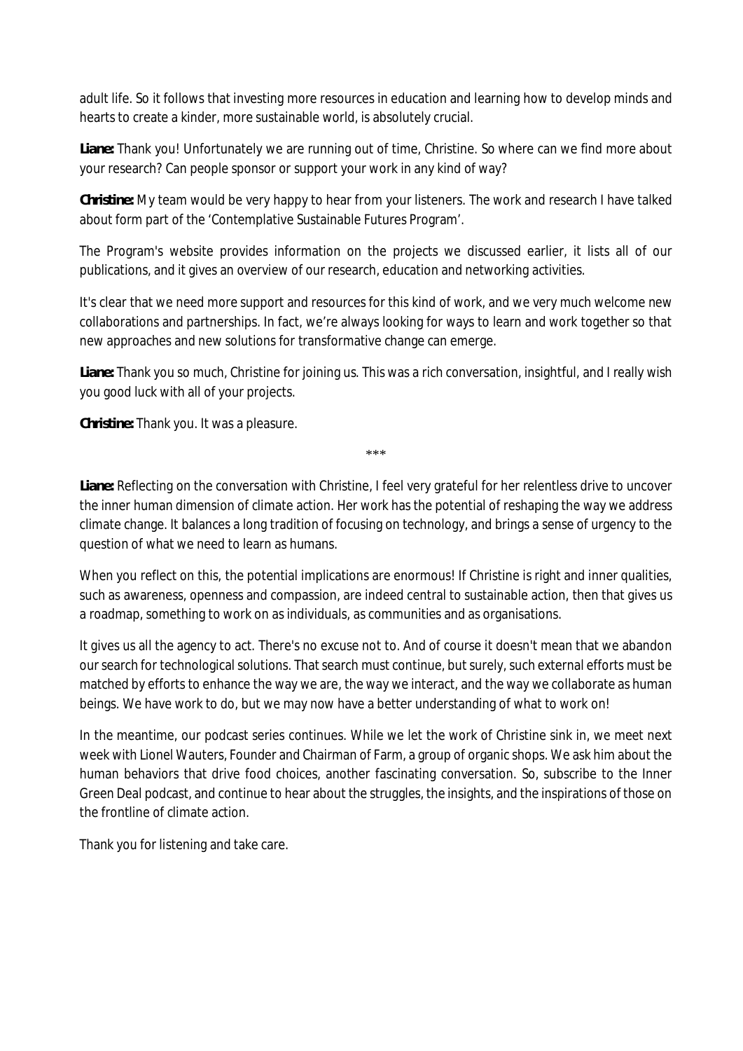adult life. So it follows that investing more resources in education and learning how to develop minds and hearts to create a kinder, more sustainable world, is absolutely crucial.

**Liane:** Thank you! Unfortunately we are running out of time, Christine. So where can we find more about your research? Can people sponsor or support your work in any kind of way?

**Christine:** My team would be very happy to hear from your listeners. The work and research I have talked about form part of the 'Contemplative Sustainable Futures Program'.

The Program's website provides information on the projects we discussed earlier, it lists all of our publications, and it gives an overview of our research, education and networking activities.

It's clear that we need more support and resources for this kind of work, and we very much welcome new collaborations and partnerships. In fact, we're always looking for ways to learn and work together so that new approaches and new solutions for transformative change can emerge.

**Liane:** Thank you so much, Christine for joining us. This was a rich conversation, insightful, and I really wish you good luck with all of your projects.

**Christine:** Thank you. It was a pleasure.

***

**Liane:** Reflecting on the conversation with Christine, I feel very grateful for her relentless drive to uncover the inner human dimension of climate action. Her work has the potential of reshaping the way we address climate change. It balances a long tradition of focusing on technology, and brings a sense of urgency to the question of what we need to learn as humans.

When you reflect on this, the potential implications are enormous! If Christine is right and inner qualities, such as awareness, openness and compassion, are indeed central to sustainable action, then that gives us a roadmap, something to work on as individuals, as communities and as organisations.

It gives us all the agency to act. There's no excuse not to. And of course it doesn't mean that we abandon our search for technological solutions. That search must continue, but surely, such external efforts must be matched by efforts to enhance the way we are, the way we interact, and the way we collaborate as human beings. We have work to do, but we may now have a better understanding of what to work on!

In the meantime, our podcast series continues. While we let the work of Christine sink in, we meet next week with Lionel Wauters, Founder and Chairman of Farm, a group of organic shops. We ask him about the human behaviors that drive food choices, another fascinating conversation. So, subscribe to the Inner Green Deal podcast, and continue to hear about the struggles, the insights, and the inspirations of those on the frontline of climate action.

Thank you for listening and take care.